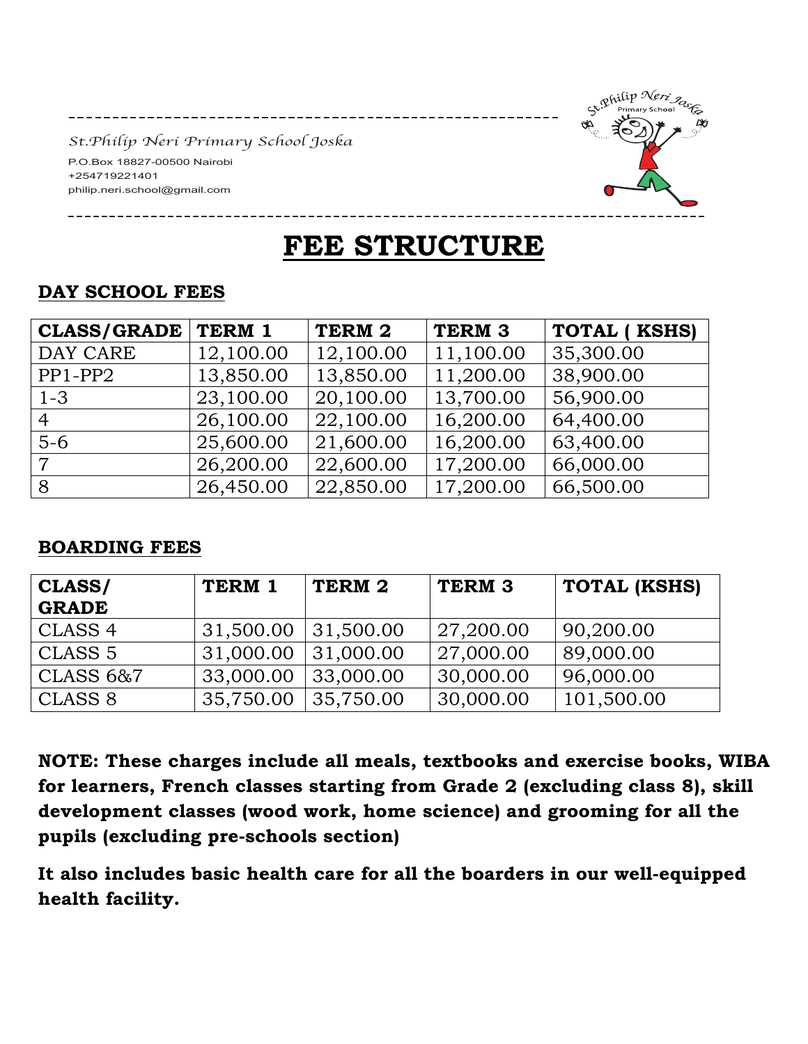*St.Philip Neri Primary School Joska*

P.O.Box 18827-00500 Nairobi
+254719221401
philip.neri.school@gmail.com

# FEE STRUCTURE

## DAY SCHOOL FEES

| CLASS/GRADE | TERM 1 | TERM 2 | TERM 3 | TOTAL ( KSHS) |
|---|---|---|---|---|
| DAY CARE | 12,100.00 | 12,100.00 | 11,100.00 | 35,300.00 |
| PP1-PP2 | 13,850.00 | 13,850.00 | 11,200.00 | 38,900.00 |
| 1-3 | 23,100.00 | 20,100.00 | 13,700.00 | 56,900.00 |
| 4 | 26,100.00 | 22,100.00 | 16,200.00 | 64,400.00 |
| 5-6 | 25,600.00 | 21,600.00 | 16,200.00 | 63,400.00 |
| 7 | 26,200.00 | 22,600.00 | 17,200.00 | 66,000.00 |
| 8 | 26,450.00 | 22,850.00 | 17,200.00 | 66,500.00 |

## BOARDING FEES

| CLASS/ GRADE | TERM 1 | TERM 2 | TERM 3 | TOTAL (KSHS) |
|---|---|---|---|---|
| CLASS 4 | 31,500.00 | 31,500.00 | 27,200.00 | 90,200.00 |
| CLASS 5 | 31,000.00 | 31,000.00 | 27,000.00 | 89,000.00 |
| CLASS 6&7 | 33,000.00 | 33,000.00 | 30,000.00 | 96,000.00 |
| CLASS 8 | 35,750.00 | 35,750.00 | 30,000.00 | 101,500.00 |

**NOTE: These charges include all meals, textbooks and exercise books, WIBA for learners, French classes starting from Grade 2 (excluding class 8), skill development classes (wood work, home science) and grooming for all the pupils (excluding pre-schools section)**

**It also includes basic health care for all the boarders in our well-equipped health facility.**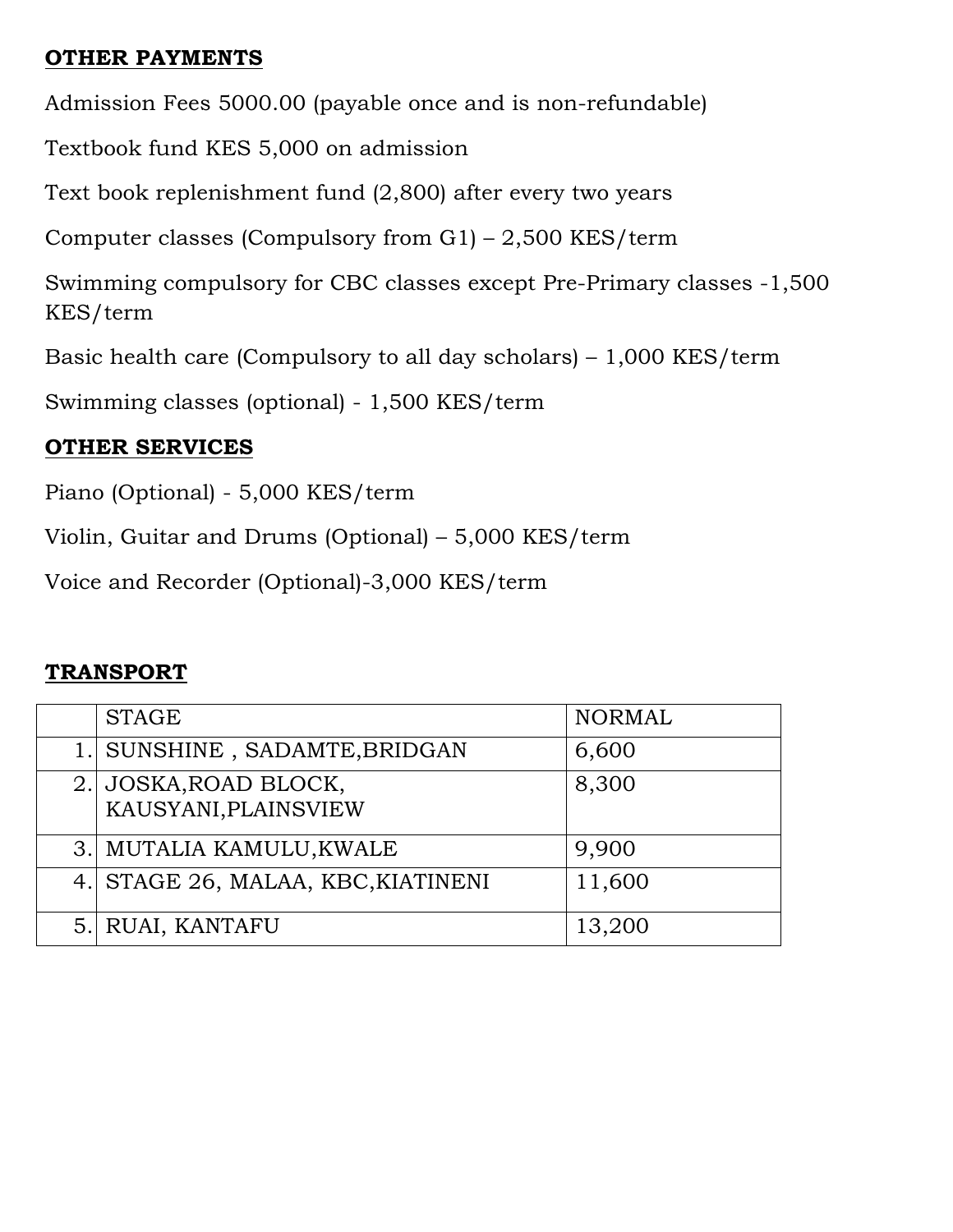**OTHER PAYMENTS**

Admission Fees 5000.00 (payable once and is non-refundable)

Textbook fund KES 5,000 on admission

Text book replenishment fund (2,800) after every two years

Computer classes (Compulsory from G1) – 2,500 KES/term

Swimming compulsory for CBC classes except Pre-Primary classes -1,500 KES/term

Basic health care (Compulsory to all day scholars) – 1,000 KES/term

Swimming classes (optional) - 1,500 KES/term

**OTHER SERVICES**

Piano (Optional) - 5,000 KES/term

Violin, Guitar and Drums (Optional) – 5,000 KES/term

Voice and Recorder (Optional)-3,000 KES/term

**TRANSPORT**

| | STAGE | NORMAL |
|---|---|---|
| 1. | SUNSHINE , SADAMTE,BRIDGAN | 6,600 |
| 2. | JOSKA,ROAD BLOCK, KAUSYANI,PLAINSVIEW | 8,300 |
| 3. | MUTALIA KAMULU,KWALE | 9,900 |
| 4. | STAGE 26, MALAA, KBC,KIATINENI | 11,600 |
| 5. | RUAI, KANTAFU | 13,200 |